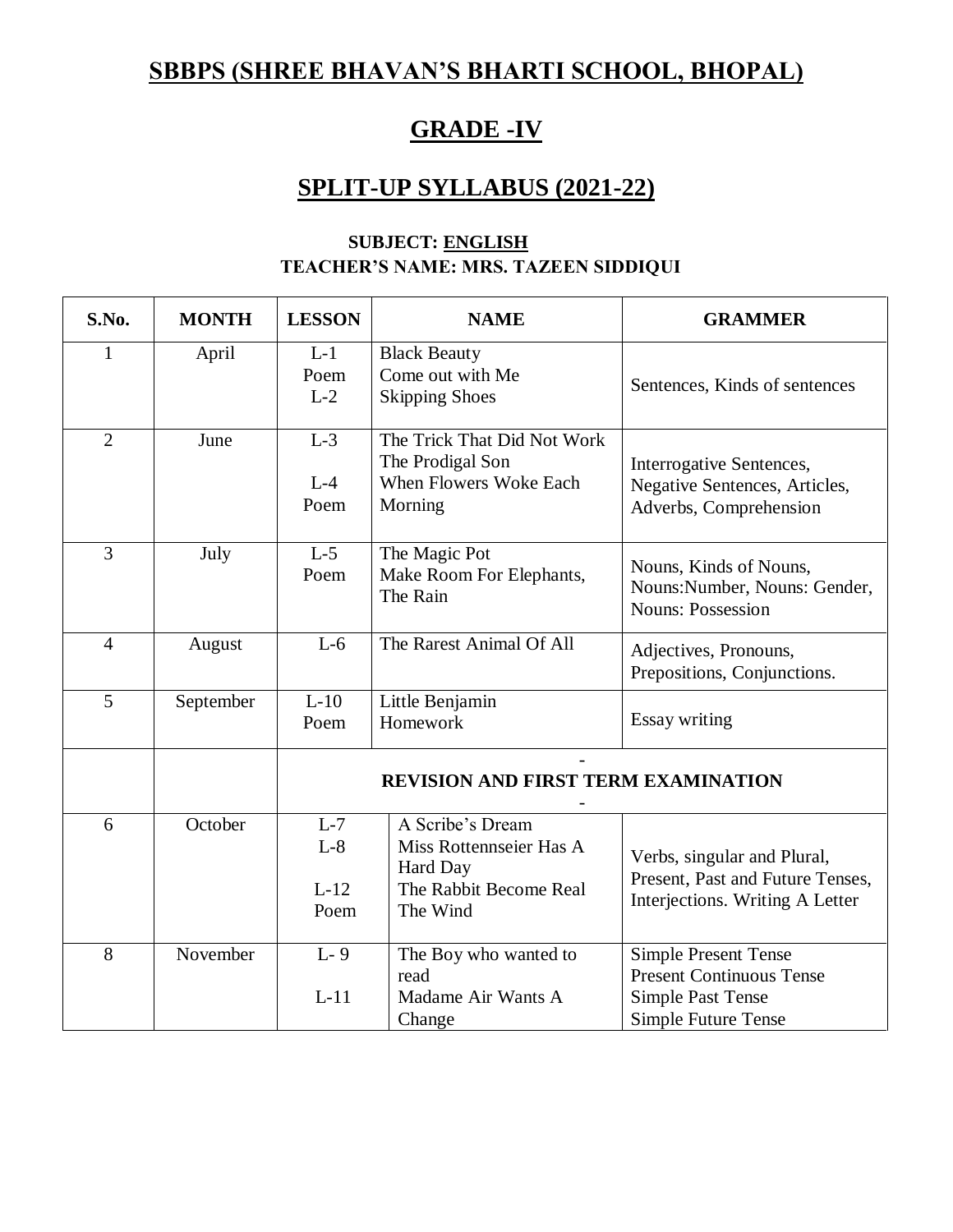# SBBPS (SHREE BHAVAN'S BHARTI SCHOOL, BHOPAL)

## GRADE -IV

## SPLIT-UP SYLLABUS (2021-22)

**SUBJECT: ENGLISH**

**TEACHER'S NAME: MRS. TAZEEN SIDDIQUI**

| S.No. | MONTH | LESSON | NAME | GRAMMER |
|---|---|---|---|---|
| 1 | April | L-1<br>Poem<br>L-2 | Black Beauty<br>Come out with Me<br>Skipping Shoes | Sentences, Kinds of sentences |
| 2 | June | L-3<br><br>L-4<br>Poem | The Trick That Did Not Work<br>The Prodigal Son<br>When Flowers Woke Each Morning | Interrogative Sentences, Negative Sentences, Articles, Adverbs, Comprehension |
| 3 | July | L-5<br>Poem | The Magic Pot<br>Make Room For Elephants,<br>The Rain | Nouns, Kinds of Nouns, Nouns:Number, Nouns: Gender, Nouns: Possession |
| 4 | August | L-6 | The Rarest Animal Of All | Adjectives, Pronouns, Prepositions, Conjunctions. |
| 5 | September | L-10<br>Poem | Little Benjamin<br>Homework | Essay writing |
| | | **REVISION AND FIRST TERM EXAMINATION** | | |
| 6 | October | L-7<br>L-8<br><br>L-12<br>Poem | A Scribe's Dream<br>Miss Rottennseier Has A Hard Day<br>The Rabbit Become Real<br>The Wind | Verbs, singular and Plural, Present, Past and Future Tenses, Interjections. Writing A Letter |
| 8 | November | L- 9<br><br>L-11 | The Boy who wanted to read<br>Madame Air Wants A Change | Simple Present Tense<br>Present Continuous Tense<br>Simple Past Tense<br>Simple Future Tense |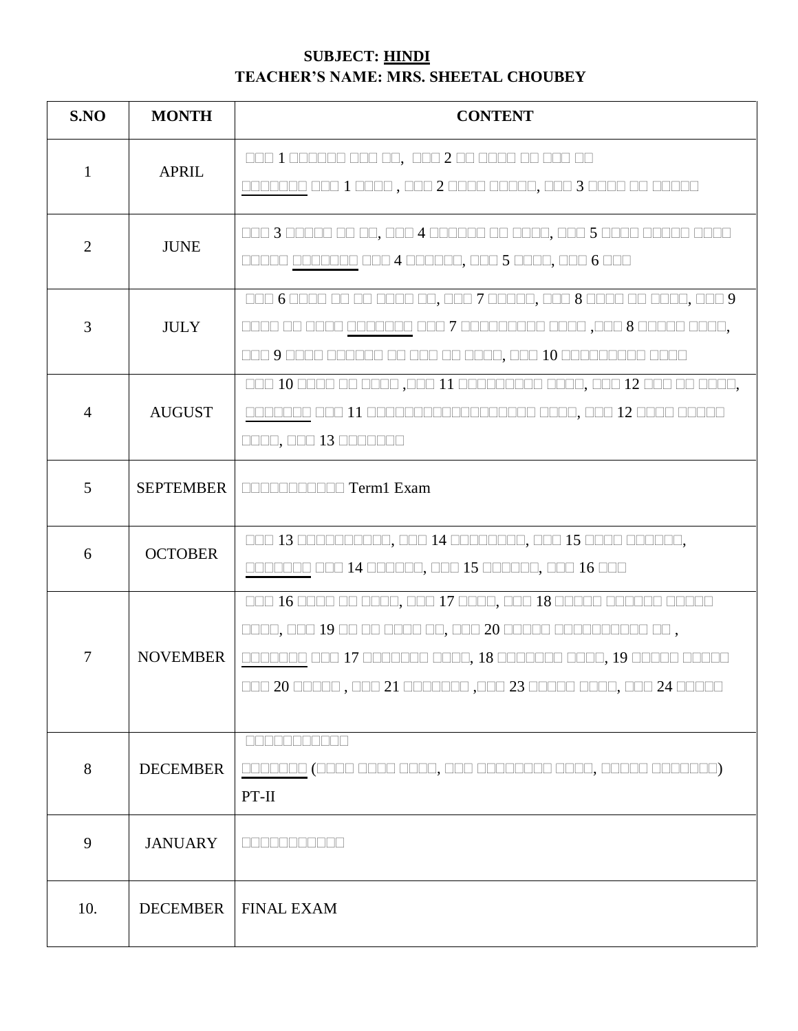**SUBJECT: HINDI**

**TEACHER'S NAME: MRS. SHEETAL CHOUBEY**

| S.NO | MONTH | CONTENT |
|---|---|---|
| 1 | APRIL | □□□ 1 □□□□□□ □□□ □□, □□□ 2 □□ □□□□ □□ □□□ □□ □□□□□□□ □□□ 1 □□□□ , □□□ 2 □□□□ □□□□□, □□□ 3 □□□□ □□ □□□□□ |
| 2 | JUNE | □□□ 3 □□□□□ □□ □□, □□□ 4 □□□□□□ □□ □□□□, □□□ 5 □□□□ □□□□□ □□□□ □□□□□ □□□□□□□ □□□ 4 □□□□□□, □□□ 5 □□□□, □□□ 6 □□□ |
| 3 | JULY | □□□ 6 □□□□ □□ □□ □□□□ □□, □□□ 7 □□□□□, □□□ 8 □□□□ □□ □□□□, □□□ 9 □□□□ □□ □□□□ □□□□□□□ □□□ 7 □□□□□□□□□ □□□□ ,□□□ 8 □□□□□ □□□□, □□□ 9 □□□□ □□□□□□ □□ □□□ □□ □□□□, □□□ 10 □□□□□□□□□ □□□□ |
| 4 | AUGUST | □□□ 10 □□□□ □□ □□□□ ,□□□ 11 □□□□□□□□□ □□□□, □□□ 12 □□□ □□ □□□□, □□□□□□□ □□□ 11 □□□□□□□□□□□□□□□□□□ □□□□, □□□ 12 □□□□ □□□□□ □□□□, □□□ 13 □□□□□□□ |
| 5 | SEPTEMBER | □□□□□□□□□□□ Term1 Exam |
| 6 | OCTOBER | □□□ 13 □□□□□□□□□□, □□□ 14 □□□□□□□□, □□□ 15 □□□□ □□□□□□, □□□□□□□ □□□ 14 □□□□□□, □□□ 15 □□□□□□, □□□ 16 □□□ |
| 7 | NOVEMBER | □□□ 16 □□□□ □□ □□□□, □□□ 17 □□□□, □□□ 18 □□□□□ □□□□□□ □□□□□ □□□□, □□□ 19 □□ □□ □□□□ □□, □□□ 20 □□□□□ □□□□□□□□□□ □□ , □□□□□□□ □□□ 17 □□□□□□□ □□□□, 18 □□□□□□□ □□□□, 19 □□□□□ □□□□□ □□□ 20 □□□□□ , □□□ 21 □□□□□□□ ,□□□ 23 □□□□□ □□□□, □□□ 24 □□□□□ |
| 8 | DECEMBER | □□□□□□□□□□□ □□□□□□□ (□□□□ □□□□ □□□□, □□□ □□□□□□□□ □□□□, □□□□□ □□□□□□□) PT-II |
| 9 | JANUARY | □□□□□□□□□□□ |
| 10. | DECEMBER | FINAL EXAM |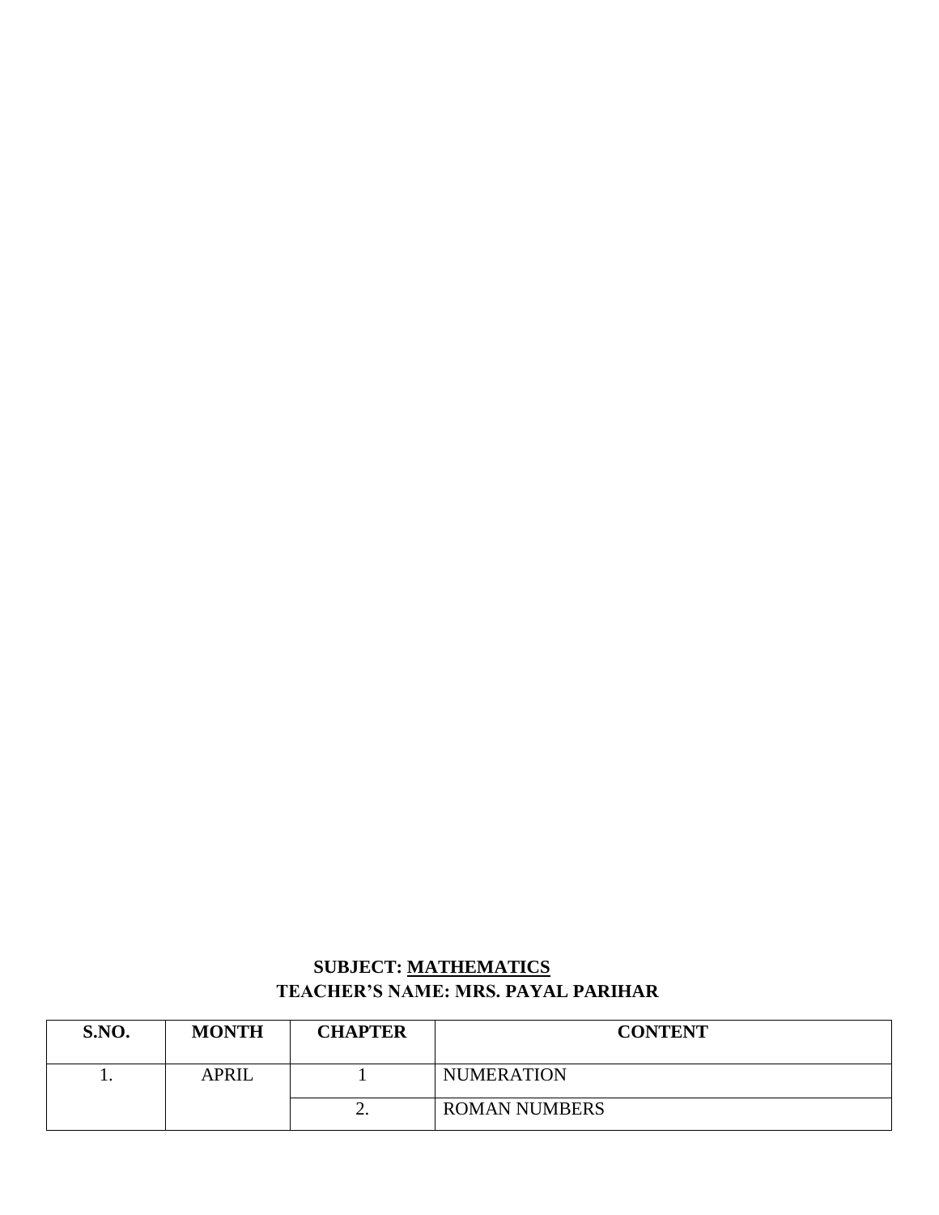**SUBJECT: MATHEMATICS**

**TEACHER'S NAME: MRS. PAYAL PARIHAR**

| S.NO. | MONTH | CHAPTER | CONTENT |
|---|---|---|---|
| 1. | APRIL | 1 | NUMERATION |
| | | 2. | ROMAN NUMBERS |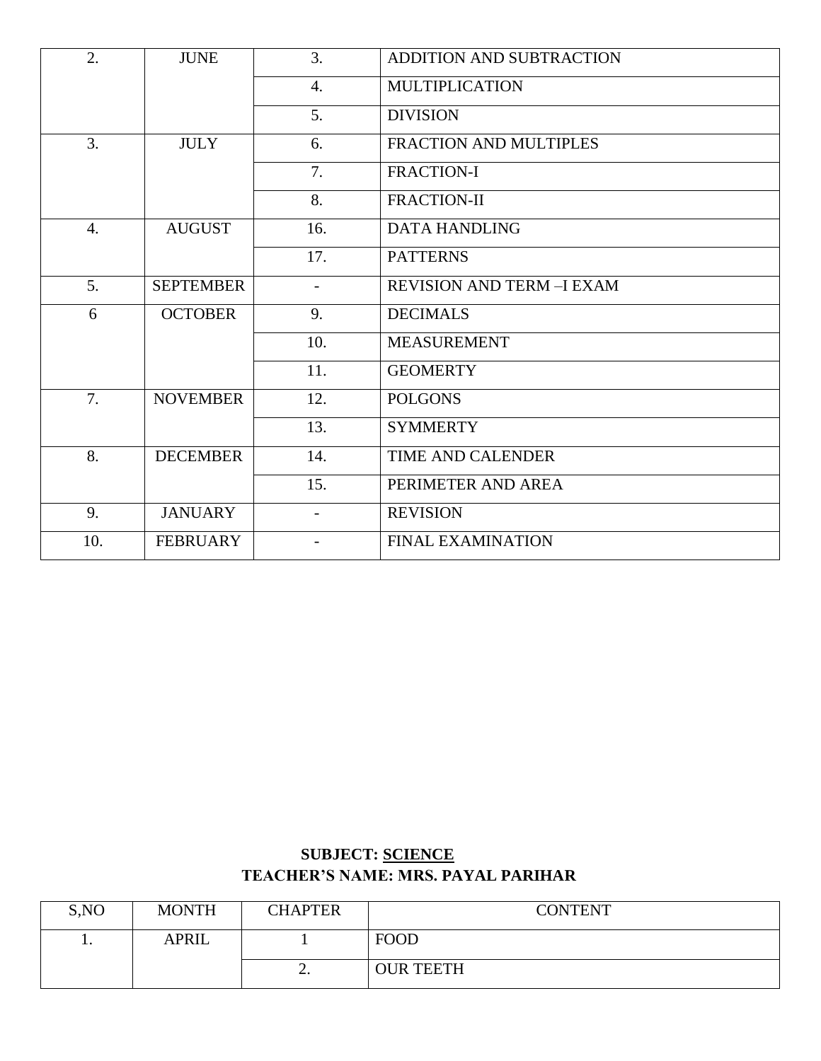| | | | |
|---|---|---|---|
| 2. | JUNE | 3. | ADDITION AND SUBTRACTION |
| | | 4. | MULTIPLICATION |
| | | 5. | DIVISION |
| 3. | JULY | 6. | FRACTION AND MULTIPLES |
| | | 7. | FRACTION-I |
| | | 8. | FRACTION-II |
| 4. | AUGUST | 16. | DATA HANDLING |
| | | 17. | PATTERNS |
| 5. | SEPTEMBER | - | REVISION AND TERM –I EXAM |
| 6 | OCTOBER | 9. | DECIMALS |
| | | 10. | MEASUREMENT |
| | | 11. | GEOMERTY |
| 7. | NOVEMBER | 12. | POLGONS |
| | | 13. | SYMMERTY |
| 8. | DECEMBER | 14. | TIME AND CALENDER |
| | | 15. | PERIMETER AND AREA |
| 9. | JANUARY | - | REVISION |
| 10. | FEBRUARY | - | FINAL EXAMINATION |

**SUBJECT: SCIENCE**
**TEACHER'S NAME: MRS. PAYAL PARIHAR**

| S,NO | MONTH | CHAPTER | CONTENT |
|---|---|---|---|
| 1. | APRIL | 1 | FOOD |
| | | 2. | OUR TEETH |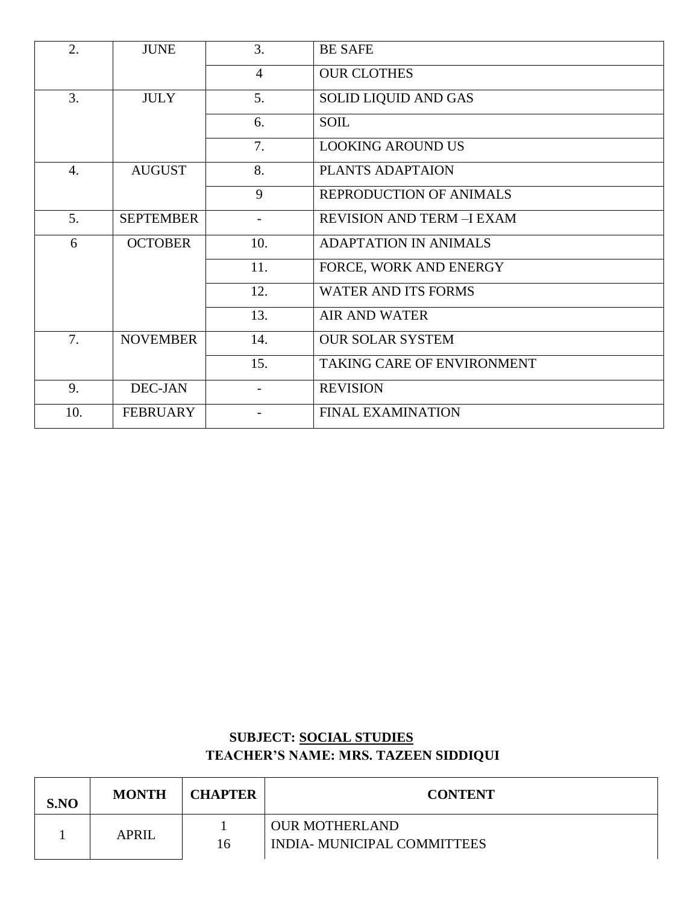| | | | |
|---|---|---|---|
| 2. | JUNE | 3. | BE SAFE |
| | | 4 | OUR CLOTHES |
| 3. | JULY | 5. | SOLID LIQUID AND GAS |
| | | 6. | SOIL |
| | | 7. | LOOKING AROUND US |
| 4. | AUGUST | 8. | PLANTS ADAPTAION |
| | | 9 | REPRODUCTION OF ANIMALS |
| 5. | SEPTEMBER | - | REVISION AND TERM –I EXAM |
| 6 | OCTOBER | 10. | ADAPTATION IN ANIMALS |
| | | 11. | FORCE, WORK AND ENERGY |
| | | 12. | WATER AND ITS FORMS |
| | | 13. | AIR AND WATER |
| 7. | NOVEMBER | 14. | OUR SOLAR SYSTEM |
| | | 15. | TAKING CARE OF ENVIRONMENT |
| 9. | DEC-JAN | - | REVISION |
| 10. | FEBRUARY | - | FINAL EXAMINATION |

**SUBJECT: SOCIAL STUDIES**

**TEACHER'S NAME: MRS. TAZEEN SIDDIQUI**

| S.NO | MONTH | CHAPTER | CONTENT |
|---|---|---|---|
| 1 | APRIL | 1<br>16 | OUR MOTHERLAND<br>INDIA- MUNICIPAL COMMITTEES |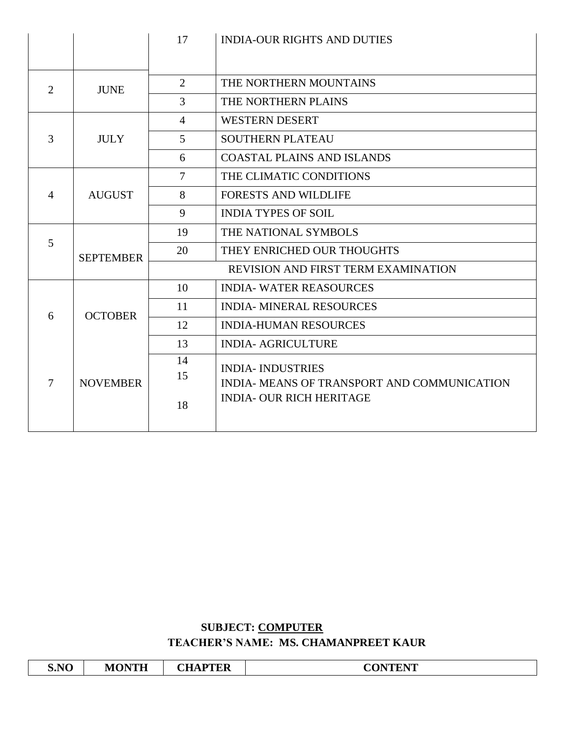| | | 17 | INDIA-OUR RIGHTS AND DUTIES |
|---|---|---|---|
| 2 | JUNE | 2 | THE NORTHERN MOUNTAINS |
| | | 3 | THE NORTHERN PLAINS |
| 3 | JULY | 4 | WESTERN DESERT |
| | | 5 | SOUTHERN PLATEAU |
| | | 6 | COASTAL PLAINS AND ISLANDS |
| 4 | AUGUST | 7 | THE CLIMATIC CONDITIONS |
| | | 8 | FORESTS AND WILDLIFE |
| | | 9 | INDIA TYPES OF SOIL |
| 5 | SEPTEMBER | 19 | THE NATIONAL SYMBOLS |
| | | 20 | THEY ENRICHED OUR THOUGHTS |
| | | REVISION AND FIRST TERM EXAMINATION | |
| 6 | OCTOBER | 10 | INDIA- WATER REASOURCES |
| | | 11 | INDIA- MINERAL RESOURCES |
| | | 12 | INDIA-HUMAN RESOURCES |
| | | 13 | INDIA- AGRICULTURE |
| 7 | NOVEMBER | 14<br>15<br>18 | INDIA- INDUSTRIES<br>INDIA- MEANS OF TRANSPORT AND COMMUNICATION<br>INDIA- OUR RICH HERITAGE |

**SUBJECT: COMPUTER**

**TEACHER'S NAME: MS. CHAMANPREET KAUR**

| S.NO | MONTH | CHAPTER | CONTENT |
|---|---|---|---|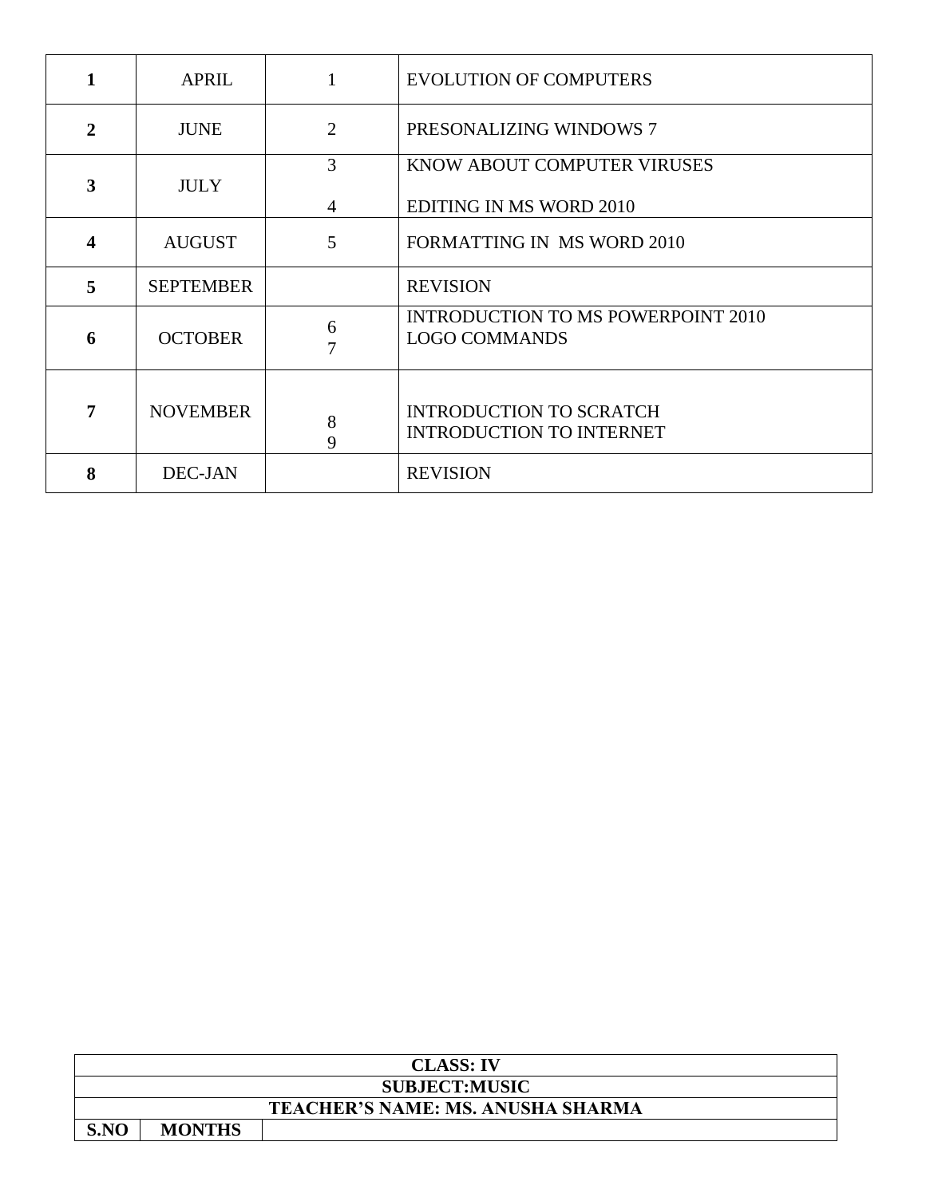| | | | |
|---|---|---|---|
| **1** | APRIL | 1 | EVOLUTION OF COMPUTERS |
| **2** | JUNE | 2 | PRESONALIZING WINDOWS 7 |
| **3** | JULY | 3<br><br>4 | KNOW ABOUT COMPUTER VIRUSES<br><br>EDITING IN MS WORD 2010 |
| **4** | AUGUST | 5 | FORMATTING IN MS WORD 2010 |
| **5** | SEPTEMBER | | REVISION |
| **6** | OCTOBER | 6<br>7 | INTRODUCTION TO MS POWERPOINT 2010<br>LOGO COMMANDS |
| **7** | NOVEMBER | 8<br>9 | INTRODUCTION TO SCRATCH<br>INTRODUCTION TO INTERNET |
| **8** | DEC-JAN | | REVISION |

| **CLASS: IV** | | |
|---|---|---|
| **SUBJECT:MUSIC** | | |
| **TEACHER'S NAME: MS. ANUSHA SHARMA** | | |
| **S.NO** | **MONTHS** | |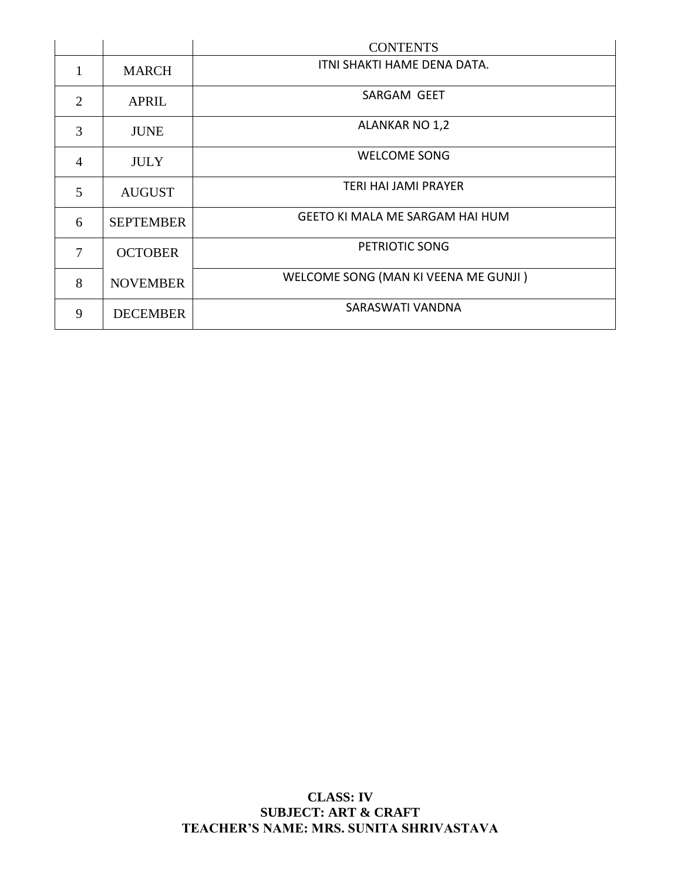| | | CONTENTS |
|---|---|---|
| 1 | MARCH | ITNI SHAKTI HAME DENA DATA. |
| 2 | APRIL | SARGAM GEET |
| 3 | JUNE | ALANKAR NO 1,2 |
| 4 | JULY | WELCOME SONG |
| 5 | AUGUST | TERI HAI JAMI PRAYER |
| 6 | SEPTEMBER | GEETO KI MALA ME SARGAM HAI HUM |
| 7 | OCTOBER | PETRIOTIC SONG |
| 8 | NOVEMBER | WELCOME SONG (MAN KI VEENA ME GUNJI ) |
| 9 | DECEMBER | SARASWATI VANDNA |

**CLASS: IV**
**SUBJECT: ART & CRAFT**
**TEACHER'S NAME: MRS. SUNITA SHRIVASTAVA**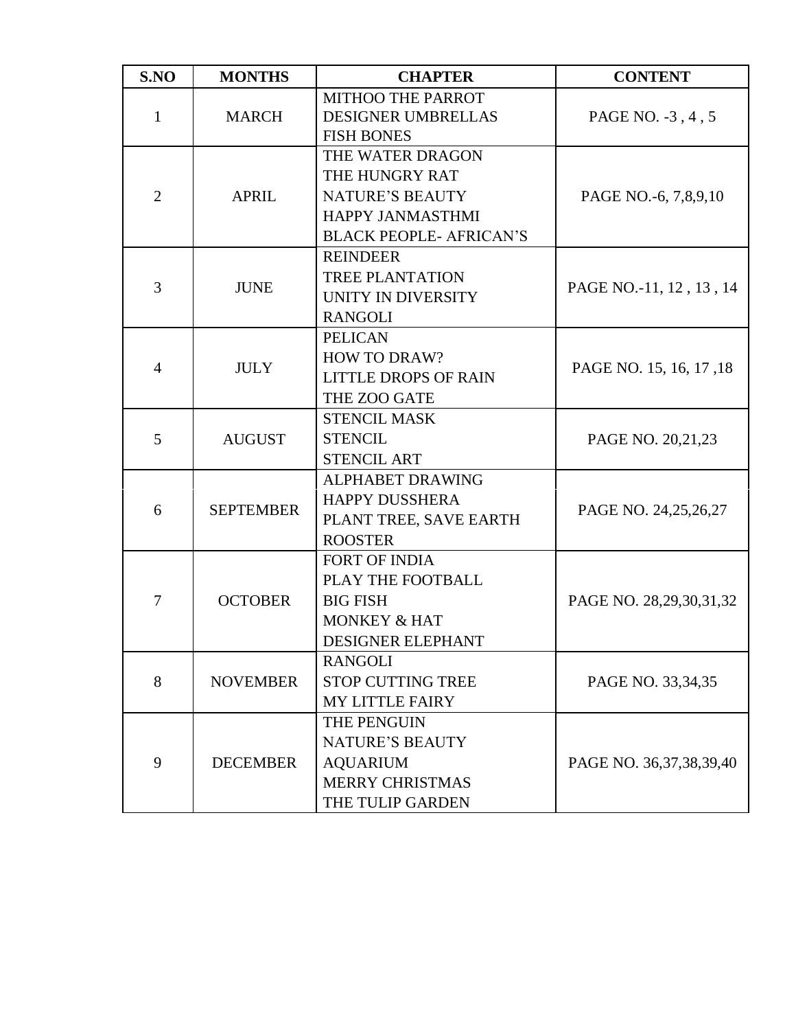| S.NO | MONTHS | CHAPTER | CONTENT |
| --- | --- | --- | --- |
| 1 | MARCH | MITHOO THE PARROT<br>DESIGNER UMBRELLAS<br>FISH BONES | PAGE NO. -3 , 4 , 5 |
| 2 | APRIL | THE WATER DRAGON<br>THE HUNGRY RAT<br>NATURE'S BEAUTY<br>HAPPY JANMASTHMI<br>BLACK PEOPLE- AFRICAN'S | PAGE NO.-6, 7,8,9,10 |
| 3 | JUNE | REINDEER<br>TREE PLANTATION<br>UNITY IN DIVERSITY<br>RANGOLI | PAGE NO.-11, 12 , 13 , 14 |
| 4 | JULY | PELICAN<br>HOW TO DRAW?<br>LITTLE DROPS OF RAIN<br>THE ZOO GATE | PAGE NO. 15, 16, 17 ,18 |
| 5 | AUGUST | STENCIL MASK<br>STENCIL<br>STENCIL ART | PAGE NO. 20,21,23 |
| 6 | SEPTEMBER | ALPHABET DRAWING<br>HAPPY DUSSHERA<br>PLANT TREE, SAVE EARTH<br>ROOSTER | PAGE NO. 24,25,26,27 |
| 7 | OCTOBER | FORT OF INDIA<br>PLAY THE FOOTBALL<br>BIG FISH<br>MONKEY & HAT<br>DESIGNER ELEPHANT | PAGE NO. 28,29,30,31,32 |
| 8 | NOVEMBER | RANGOLI<br>STOP CUTTING TREE<br>MY LITTLE FAIRY | PAGE NO. 33,34,35 |
| 9 | DECEMBER | THE PENGUIN<br>NATURE'S BEAUTY<br>AQUARIUM<br>MERRY CHRISTMAS<br>THE TULIP GARDEN | PAGE NO. 36,37,38,39,40 |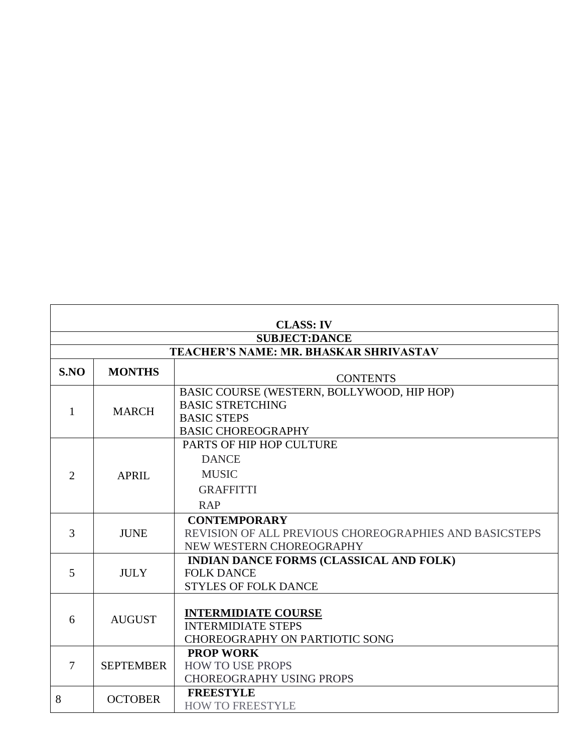| CLASS: IV | | |
|---|---|---|
| **SUBJECT:DANCE** | | |
| **TEACHER'S NAME: MR. BHASKAR SHRIVASTAV** | | |
| **S.NO** | **MONTHS** | CONTENTS |
| 1 | MARCH | BASIC COURSE (WESTERN, BOLLYWOOD, HIP HOP)<br>BASIC STRETCHING<br>BASIC STEPS<br>BASIC CHOREOGRAPHY |
| 2 | APRIL | PARTS OF HIP HOP CULTURE<br>DANCE<br>MUSIC<br>GRAFFITTI<br>RAP |
| 3 | JUNE | **CONTEMPORARY**<br>REVISION OF ALL PREVIOUS CHOREOGRAPHIES AND BASICSTEPS<br>NEW WESTERN CHOREOGRAPHY |
| 5 | JULY | **INDIAN DANCE FORMS (CLASSICAL AND FOLK)**<br>FOLK DANCE<br>STYLES OF FOLK DANCE |
| 6 | AUGUST | **INTERMIDIATE COURSE**<br>INTERMIDIATE STEPS<br>CHOREOGRAPHY ON PARTIOTIC SONG |
| 7 | SEPTEMBER | **PROP WORK**<br>HOW TO USE PROPS<br>CHOREOGRAPHY USING PROPS |
| 8 | OCTOBER | **FREESTYLE**<br>HOW TO FREESTYLE |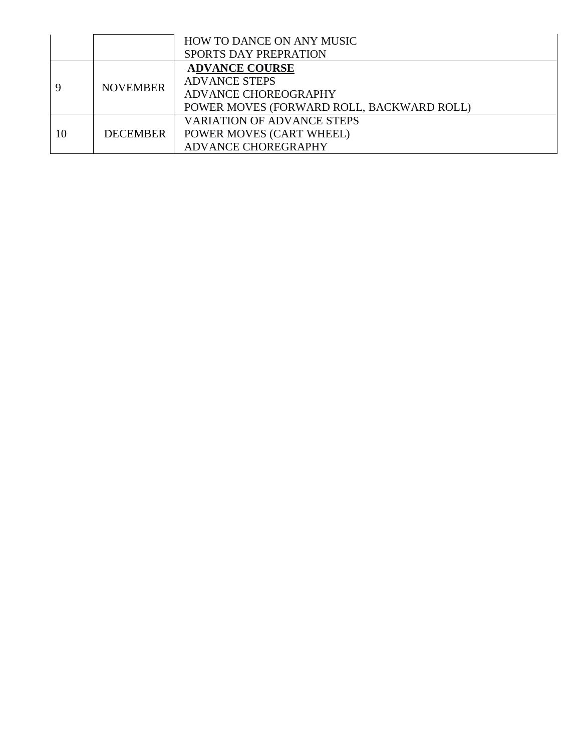| | | |
|---|---|---|
| | | HOW TO DANCE ON ANY MUSIC<br>SPORTS DAY PREPRATION |
| 9 | NOVEMBER | **ADVANCE COURSE**<br>ADVANCE STEPS<br>ADVANCE CHOREOGRAPHY<br>POWER MOVES (FORWARD ROLL, BACKWARD ROLL) |
| 10 | DECEMBER | VARIATION OF ADVANCE STEPS<br>POWER MOVES (CART WHEEL)<br>ADVANCE CHOREGRAPHY |